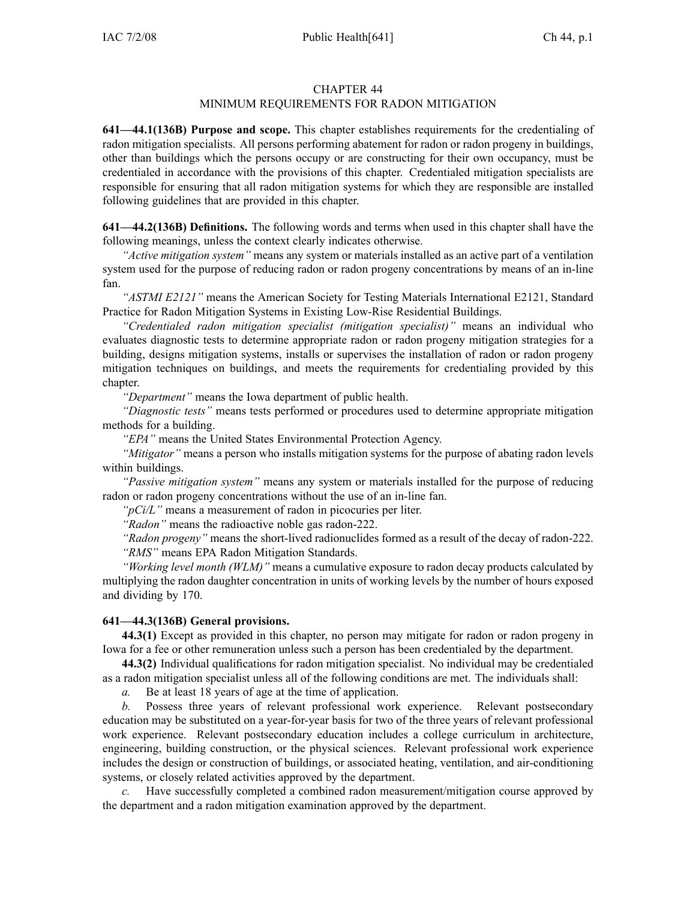# CHAPTER 44
## MINIMUM REQUIREMENTS FOR RADON MITIGATION

**641—44.1(136B) Purpose and scope.** This chapter establishes requirements for the credentialing of radon mitigation specialists. All persons performing abatement for radon or radon progeny in buildings, other than buildings which the persons occupy or are constructing for their own occupancy, must be credentialed in accordance with the provisions of this chapter. Credentialed mitigation specialists are responsible for ensuring that all radon mitigation systems for which they are responsible are installed following guidelines that are provided in this chapter.

**641—44.2(136B) Definitions.** The following words and terms when used in this chapter shall have the following meanings, unless the context clearly indicates otherwise.

*"Active mitigation system"* means any system or materials installed as an active part of a ventilation system used for the purpose of reducing radon or radon progeny concentrations by means of an in-line fan.

*"ASTMI E2121"* means the American Society for Testing Materials International E2121, Standard Practice for Radon Mitigation Systems in Existing Low-Rise Residential Buildings.

*"Credentialed radon mitigation specialist (mitigation specialist)"* means an individual who evaluates diagnostic tests to determine appropriate radon or radon progeny mitigation strategies for a building, designs mitigation systems, installs or supervises the installation of radon or radon progeny mitigation techniques on buildings, and meets the requirements for credentialing provided by this chapter.

*"Department"* means the Iowa department of public health.

*"Diagnostic tests"* means tests performed or procedures used to determine appropriate mitigation methods for a building.

*"EPA"* means the United States Environmental Protection Agency.

*"Mitigator"* means a person who installs mitigation systems for the purpose of abating radon levels within buildings.

*"Passive mitigation system"* means any system or materials installed for the purpose of reducing radon or radon progeny concentrations without the use of an in-line fan.

*"pCi/L"* means a measurement of radon in picocuries per liter.

*"Radon"* means the radioactive noble gas radon-222.

*"Radon progeny"* means the short-lived radionuclides formed as a result of the decay of radon-222.

*"RMS"* means EPA Radon Mitigation Standards.

*"Working level month (WLM)"* means a cumulative exposure to radon decay products calculated by multiplying the radon daughter concentration in units of working levels by the number of hours exposed and dividing by 170.

**641—44.3(136B) General provisions.**

**44.3(1)** Except as provided in this chapter, no person may mitigate for radon or radon progeny in Iowa for a fee or other remuneration unless such a person has been credentialed by the department.

**44.3(2)** Individual qualifications for radon mitigation specialist. No individual may be credentialed as a radon mitigation specialist unless all of the following conditions are met. The individuals shall:

*a.* Be at least 18 years of age at the time of application.

*b.* Possess three years of relevant professional work experience. Relevant postsecondary education may be substituted on a year-for-year basis for two of the three years of relevant professional work experience. Relevant postsecondary education includes a college curriculum in architecture, engineering, building construction, or the physical sciences. Relevant professional work experience includes the design or construction of buildings, or associated heating, ventilation, and air-conditioning systems, or closely related activities approved by the department.

*c.* Have successfully completed a combined radon measurement/mitigation course approved by the department and a radon mitigation examination approved by the department.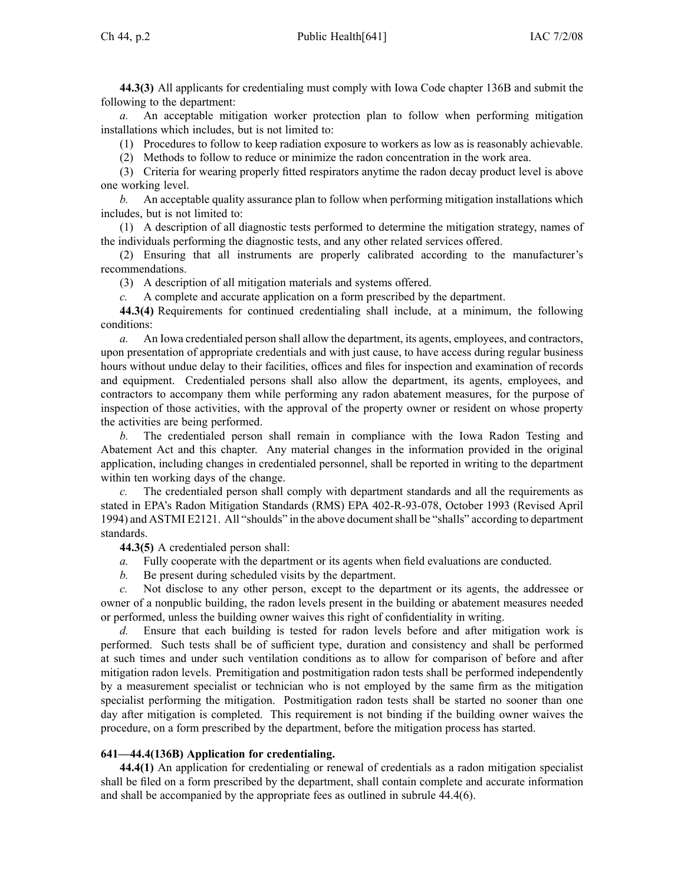**44.3(3)** All applicants for credentialing must comply with Iowa Code chapter 136B and submit the following to the department:

*a.* An acceptable mitigation worker protection plan to follow when performing mitigation installations which includes, but is not limited to:

(1) Procedures to follow to keep radiation exposure to workers as low as is reasonably achievable.

(2) Methods to follow to reduce or minimize the radon concentration in the work area.

(3) Criteria for wearing properly fitted respirators anytime the radon decay product level is above one working level.

*b.* An acceptable quality assurance plan to follow when performing mitigation installations which includes, but is not limited to:

(1) A description of all diagnostic tests performed to determine the mitigation strategy, names of the individuals performing the diagnostic tests, and any other related services offered.

(2) Ensuring that all instruments are properly calibrated according to the manufacturer's recommendations.

(3) A description of all mitigation materials and systems offered.

*c.* A complete and accurate application on a form prescribed by the department.

**44.3(4)** Requirements for continued credentialing shall include, at a minimum, the following conditions:

*a.* An Iowa credentialed person shall allow the department, its agents, employees, and contractors, upon presentation of appropriate credentials and with just cause, to have access during regular business hours without undue delay to their facilities, offices and files for inspection and examination of records and equipment. Credentialed persons shall also allow the department, its agents, employees, and contractors to accompany them while performing any radon abatement measures, for the purpose of inspection of those activities, with the approval of the property owner or resident on whose property the activities are being performed.

*b.* The credentialed person shall remain in compliance with the Iowa Radon Testing and Abatement Act and this chapter. Any material changes in the information provided in the original application, including changes in credentialed personnel, shall be reported in writing to the department within ten working days of the change.

*c.* The credentialed person shall comply with department standards and all the requirements as stated in EPA's Radon Mitigation Standards (RMS) EPA 402-R-93-078, October 1993 (Revised April 1994) and ASTMI E2121. All "shoulds" in the above document shall be "shalls" according to department standards.

**44.3(5)** A credentialed person shall:

*a.* Fully cooperate with the department or its agents when field evaluations are conducted.

*b.* Be present during scheduled visits by the department.

*c.* Not disclose to any other person, except to the department or its agents, the addressee or owner of a nonpublic building, the radon levels present in the building or abatement measures needed or performed, unless the building owner waives this right of confidentiality in writing.

*d.* Ensure that each building is tested for radon levels before and after mitigation work is performed. Such tests shall be of sufficient type, duration and consistency and shall be performed at such times and under such ventilation conditions as to allow for comparison of before and after mitigation radon levels. Premitigation and postmitigation radon tests shall be performed independently by a measurement specialist or technician who is not employed by the same firm as the mitigation specialist performing the mitigation. Postmitigation radon tests shall be started no sooner than one day after mitigation is completed. This requirement is not binding if the building owner waives the procedure, on a form prescribed by the department, before the mitigation process has started.

**641—44.4(136B) Application for credentialing.**

**44.4(1)** An application for credentialing or renewal of credentials as a radon mitigation specialist shall be filed on a form prescribed by the department, shall contain complete and accurate information and shall be accompanied by the appropriate fees as outlined in subrule 44.4(6).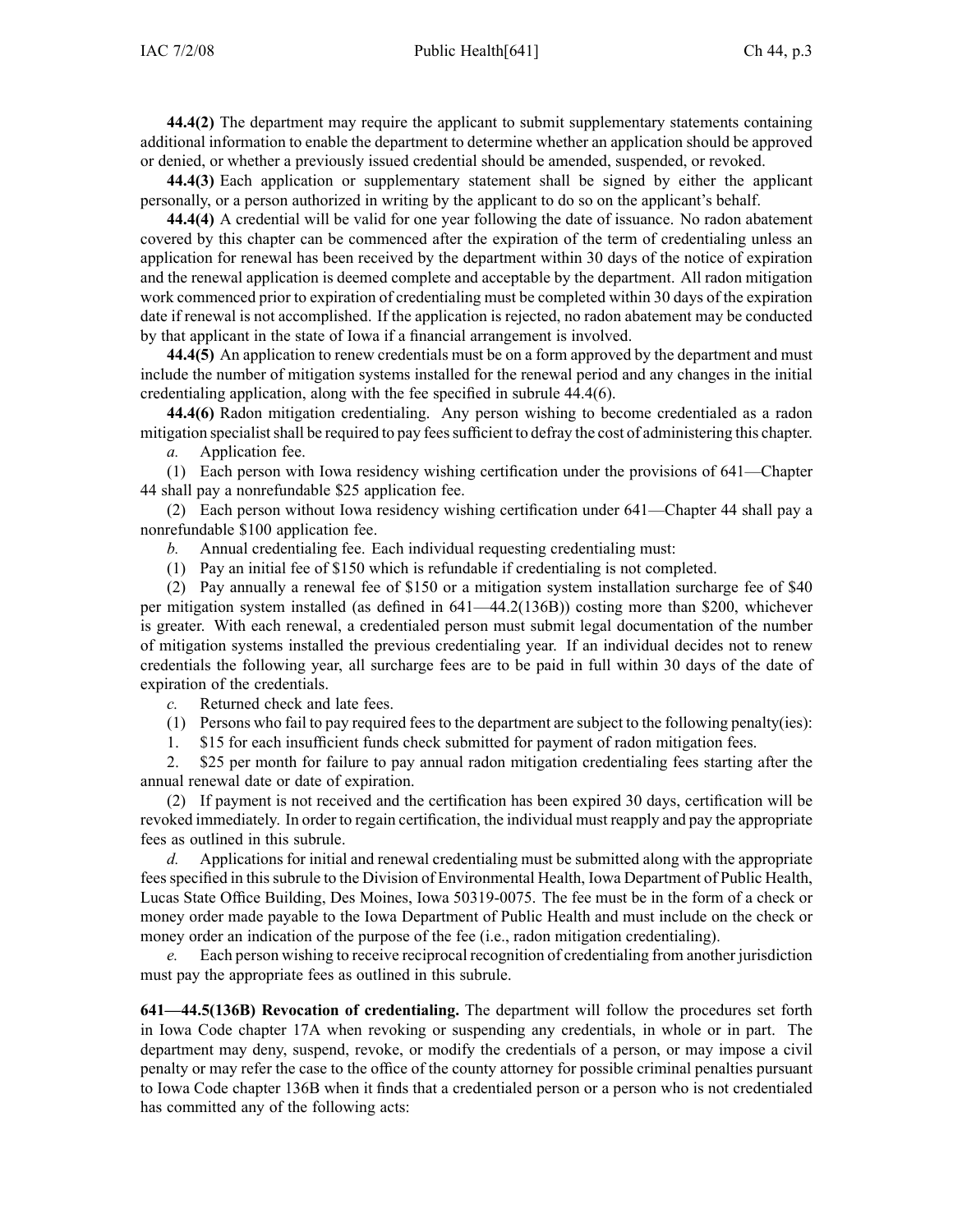**44.4(2)** The department may require the applicant to submit supplementary statements containing additional information to enable the department to determine whether an application should be approved or denied, or whether a previously issued credential should be amended, suspended, or revoked.

**44.4(3)** Each application or supplementary statement shall be signed by either the applicant personally, or a person authorized in writing by the applicant to do so on the applicant's behalf.

**44.4(4)** A credential will be valid for one year following the date of issuance. No radon abatement covered by this chapter can be commenced after the expiration of the term of credentialing unless an application for renewal has been received by the department within 30 days of the notice of expiration and the renewal application is deemed complete and acceptable by the department. All radon mitigation work commenced prior to expiration of credentialing must be completed within 30 days of the expiration date if renewal is not accomplished. If the application is rejected, no radon abatement may be conducted by that applicant in the state of Iowa if a financial arrangement is involved.

**44.4(5)** An application to renew credentials must be on a form approved by the department and must include the number of mitigation systems installed for the renewal period and any changes in the initial credentialing application, along with the fee specified in subrule 44.4(6).

**44.4(6)** *Radon mitigation credentialing.* Any person wishing to become credentialed as a radon mitigation specialist shall be required to pay fees sufficient to defray the cost of administering this chapter.

*a.* Application fee.

(1) Each person with Iowa residency wishing certification under the provisions of 641—Chapter 44 shall pay a nonrefundable $25 application fee.

(2) Each person without Iowa residency wishing certification under 641—Chapter 44 shall pay a nonrefundable $100 application fee.

*b.* Annual credentialing fee. Each individual requesting credentialing must:

(1) Pay an initial fee of $150 which is refundable if credentialing is not completed.

(2) Pay annually a renewal fee of $150 or a mitigation system installation surcharge fee of $40 per mitigation system installed (as defined in 641—44.2(136B)) costing more than $200, whichever is greater. With each renewal, a credentialed person must submit legal documentation of the number of mitigation systems installed the previous credentialing year. If an individual decides not to renew credentials the following year, all surcharge fees are to be paid in full within 30 days of the date of expiration of the credentials.

*c.* Returned check and late fees.

(1) Persons who fail to pay required fees to the department are subject to the following penalty(ies):

1. $15 for each insufficient funds check submitted for payment of radon mitigation fees.

2. $25 per month for failure to pay annual radon mitigation credentialing fees starting after the annual renewal date or date of expiration.

(2) If payment is not received and the certification has been expired 30 days, certification will be revoked immediately. In order to regain certification, the individual must reapply and pay the appropriate fees as outlined in this subrule.

*d.* Applications for initial and renewal credentialing must be submitted along with the appropriate fees specified in this subrule to the Division of Environmental Health, Iowa Department of Public Health, Lucas State Office Building, Des Moines, Iowa 50319-0075. The fee must be in the form of a check or money order made payable to the Iowa Department of Public Health and must include on the check or money order an indication of the purpose of the fee (i.e., radon mitigation credentialing).

*e.* Each person wishing to receive reciprocal recognition of credentialing from another jurisdiction must pay the appropriate fees as outlined in this subrule.

**641—44.5(136B) Revocation of credentialing.** The department will follow the procedures set forth in Iowa Code chapter 17A when revoking or suspending any credentials, in whole or in part. The department may deny, suspend, revoke, or modify the credentials of a person, or may impose a civil penalty or may refer the case to the office of the county attorney for possible criminal penalties pursuant to Iowa Code chapter 136B when it finds that a credentialed person or a person who is not credentialed has committed any of the following acts: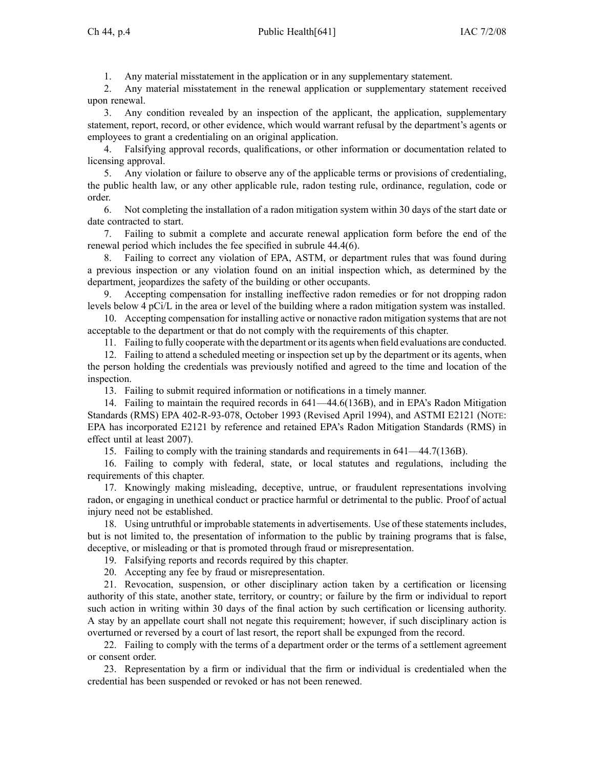1. Any material misstatement in the application or in any supplementary statement.

2. Any material misstatement in the renewal application or supplementary statement received upon renewal.

3. Any condition revealed by an inspection of the applicant, the application, supplementary statement, report, record, or other evidence, which would warrant refusal by the department's agents or employees to grant a credentialing on an original application.

4. Falsifying approval records, qualifications, or other information or documentation related to licensing approval.

5. Any violation or failure to observe any of the applicable terms or provisions of credentialing, the public health law, or any other applicable rule, radon testing rule, ordinance, regulation, code or order.

6. Not completing the installation of a radon mitigation system within 30 days of the start date or date contracted to start.

7. Failing to submit a complete and accurate renewal application form before the end of the renewal period which includes the fee specified in subrule 44.4(6).

8. Failing to correct any violation of EPA, ASTM, or department rules that was found during a previous inspection or any violation found on an initial inspection which, as determined by the department, jeopardizes the safety of the building or other occupants.

9. Accepting compensation for installing ineffective radon remedies or for not dropping radon levels below 4 pCi/L in the area or level of the building where a radon mitigation system was installed.

10. Accepting compensation for installing active or nonactive radon mitigation systems that are not acceptable to the department or that do not comply with the requirements of this chapter.

11. Failing to fully cooperate with the department or its agents when field evaluations are conducted.

12. Failing to attend a scheduled meeting or inspection set up by the department or its agents, when the person holding the credentials was previously notified and agreed to the time and location of the inspection.

13. Failing to submit required information or notifications in a timely manner.

14. Failing to maintain the required records in 641—44.6(136B), and in EPA's Radon Mitigation Standards (RMS) EPA 402-R-93-078, October 1993 (Revised April 1994), and ASTMI E2121 (NOTE: EPA has incorporated E2121 by reference and retained EPA's Radon Mitigation Standards (RMS) in effect until at least 2007).

15. Failing to comply with the training standards and requirements in 641—44.7(136B).

16. Failing to comply with federal, state, or local statutes and regulations, including the requirements of this chapter.

17. Knowingly making misleading, deceptive, untrue, or fraudulent representations involving radon, or engaging in unethical conduct or practice harmful or detrimental to the public. Proof of actual injury need not be established.

18. Using untruthful or improbable statements in advertisements. Use of these statements includes, but is not limited to, the presentation of information to the public by training programs that is false, deceptive, or misleading or that is promoted through fraud or misrepresentation.

19. Falsifying reports and records required by this chapter.

20. Accepting any fee by fraud or misrepresentation.

21. Revocation, suspension, or other disciplinary action taken by a certification or licensing authority of this state, another state, territory, or country; or failure by the firm or individual to report such action in writing within 30 days of the final action by such certification or licensing authority. A stay by an appellate court shall not negate this requirement; however, if such disciplinary action is overturned or reversed by a court of last resort, the report shall be expunged from the record.

22. Failing to comply with the terms of a department order or the terms of a settlement agreement or consent order.

23. Representation by a firm or individual that the firm or individual is credentialed when the credential has been suspended or revoked or has not been renewed.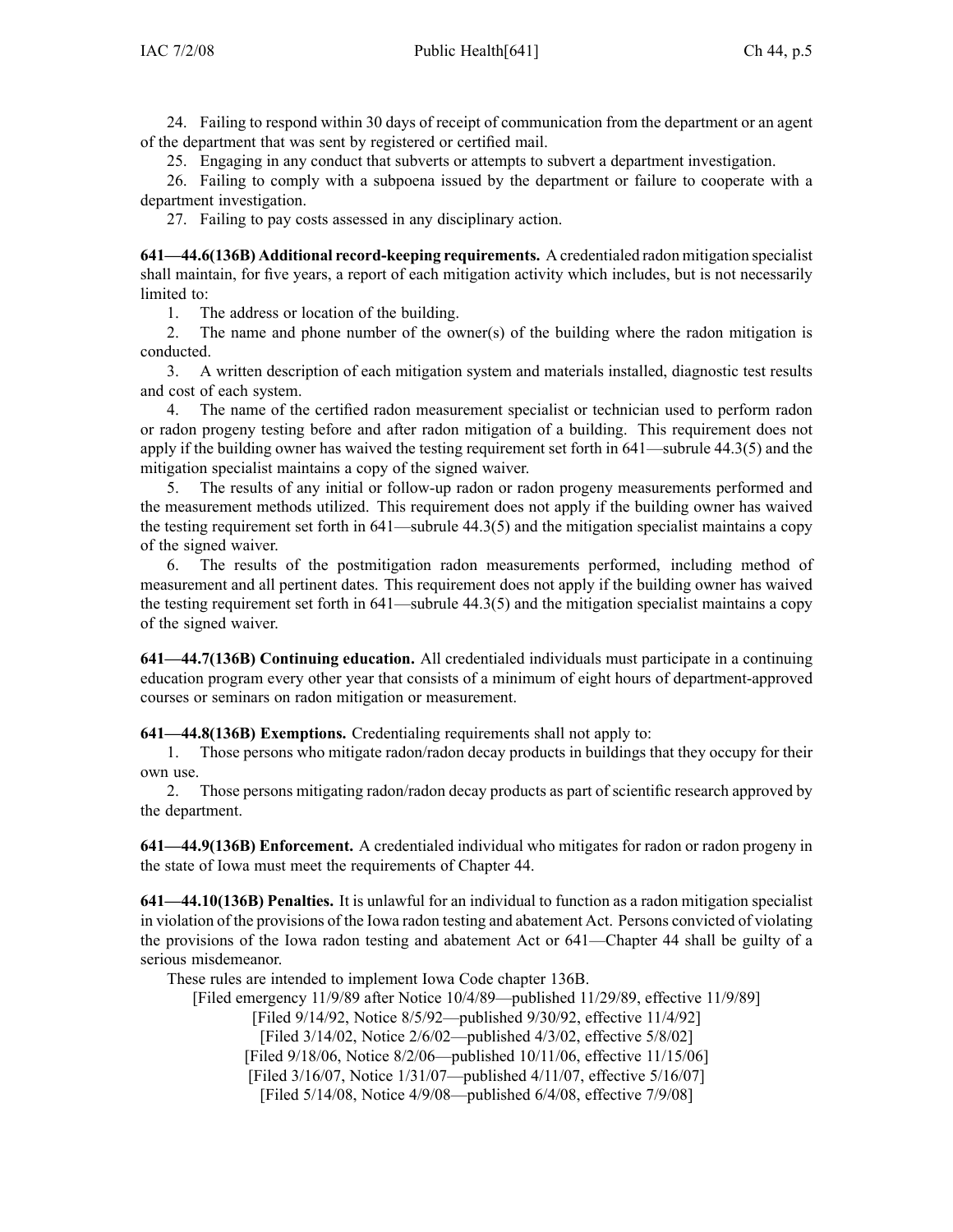24. Failing to respond within 30 days of receipt of communication from the department or an agent of the department that was sent by registered or certified mail.

25. Engaging in any conduct that subverts or attempts to subvert a department investigation.

26. Failing to comply with a subpoena issued by the department or failure to cooperate with a department investigation.

27. Failing to pay costs assessed in any disciplinary action.

**641—44.6(136B) Additional record-keeping requirements.** A credentialed radon mitigation specialist shall maintain, for five years, a report of each mitigation activity which includes, but is not necessarily limited to:

1. The address or location of the building.
2. The name and phone number of the owner(s) of the building where the radon mitigation is conducted.
3. A written description of each mitigation system and materials installed, diagnostic test results and cost of each system.
4. The name of the certified radon measurement specialist or technician used to perform radon or radon progeny testing before and after radon mitigation of a building. This requirement does not apply if the building owner has waived the testing requirement set forth in 641—subrule 44.3(5) and the mitigation specialist maintains a copy of the signed waiver.
5. The results of any initial or follow-up radon or radon progeny measurements performed and the measurement methods utilized. This requirement does not apply if the building owner has waived the testing requirement set forth in 641—subrule 44.3(5) and the mitigation specialist maintains a copy of the signed waiver.
6. The results of the postmitigation radon measurements performed, including method of measurement and all pertinent dates. This requirement does not apply if the building owner has waived the testing requirement set forth in 641—subrule 44.3(5) and the mitigation specialist maintains a copy of the signed waiver.

**641—44.7(136B) Continuing education.** All credentialed individuals must participate in a continuing education program every other year that consists of a minimum of eight hours of department-approved courses or seminars on radon mitigation or measurement.

**641—44.8(136B) Exemptions.** Credentialing requirements shall not apply to:

1. Those persons who mitigate radon/radon decay products in buildings that they occupy for their own use.
2. Those persons mitigating radon/radon decay products as part of scientific research approved by the department.

**641—44.9(136B) Enforcement.** A credentialed individual who mitigates for radon or radon progeny in the state of Iowa must meet the requirements of Chapter 44.

**641—44.10(136B) Penalties.** It is unlawful for an individual to function as a radon mitigation specialist in violation of the provisions of the Iowa radon testing and abatement Act. Persons convicted of violating the provisions of the Iowa radon testing and abatement Act or 641—Chapter 44 shall be guilty of a serious misdemeanor.

These rules are intended to implement Iowa Code chapter 136B.

[Filed emergency 11/9/89 after Notice 10/4/89—published 11/29/89, effective 11/9/89]
[Filed 9/14/92, Notice 8/5/92—published 9/30/92, effective 11/4/92]
[Filed 3/14/02, Notice 2/6/02—published 4/3/02, effective 5/8/02]
[Filed 9/18/06, Notice 8/2/06—published 10/11/06, effective 11/15/06]
[Filed 3/16/07, Notice 1/31/07—published 4/11/07, effective 5/16/07]
[Filed 5/14/08, Notice 4/9/08—published 6/4/08, effective 7/9/08]